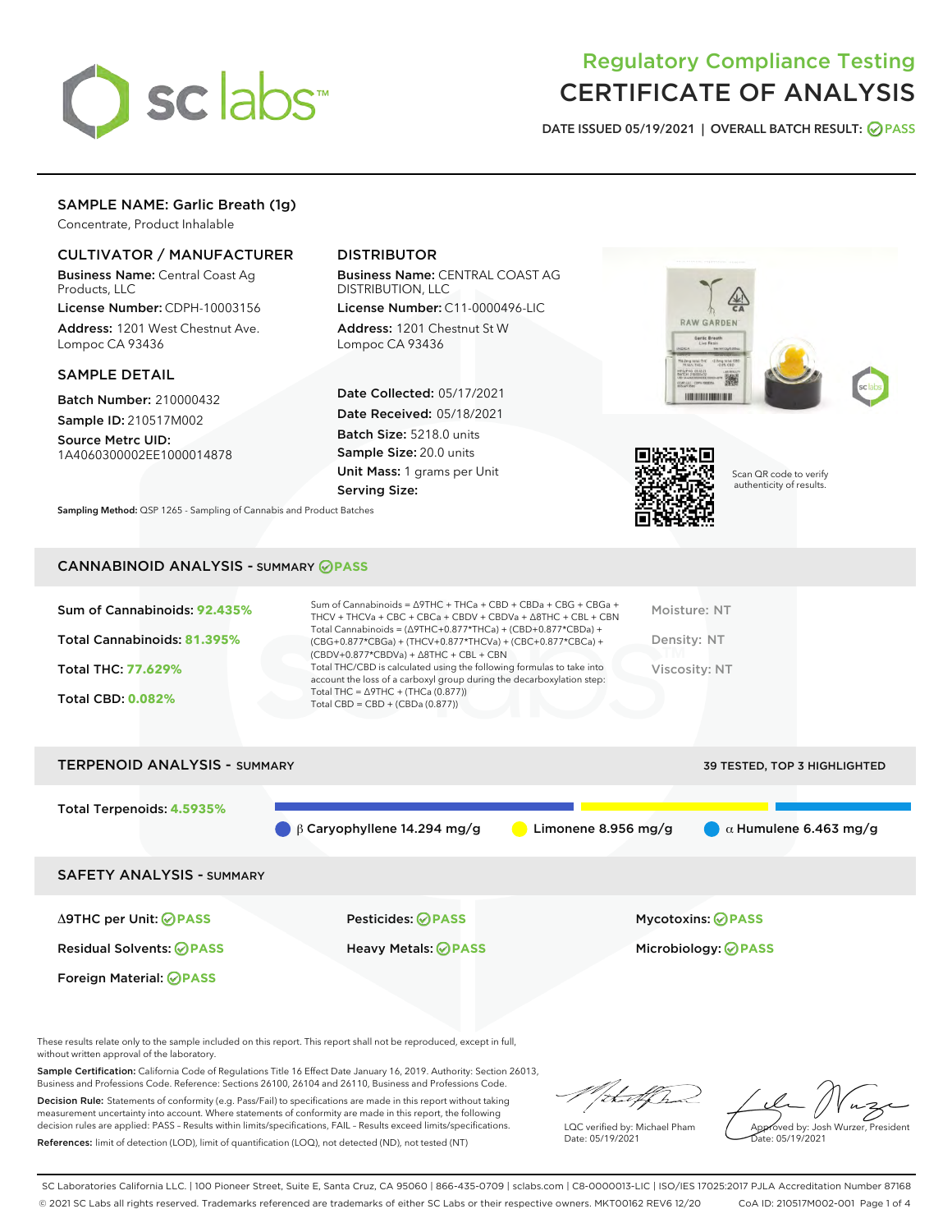# Regulatory Compliance Testing
# CERTIFICATE OF ANALYSIS

DATE ISSUED 05/19/2021 | OVERALL BATCH RESULT: PASS

## SAMPLE NAME: Garlic Breath (1g)

Concentrate, Product Inhalable

### CULTIVATOR / MANUFACTURER

**Business Name:** Central Coast Ag Products, LLC

**License Number:** CDPH-10003156

**Address:** 1201 West Chestnut Ave. Lompoc CA 93436

### DISTRIBUTOR

**Business Name:** CENTRAL COAST AG DISTRIBUTION, LLC

**License Number:** C11-0000496-LIC

**Address:** 1201 Chestnut St W Lompoc CA 93436

### SAMPLE DETAIL

**Batch Number:** 210000432

**Sample ID:** 210517M002

**Source Metrc UID:** 1A4060300002EE1000014878

**Date Collected:** 05/17/2021

**Date Received:** 05/18/2021

**Batch Size:** 5218.0 units

**Sample Size:** 20.0 units

**Unit Mass:** 1 grams per Unit

**Serving Size:**

Scan QR code to verify authenticity of results.

**Sampling Method:** QSP 1265 - Sampling of Cannabis and Product Batches

## CANNABINOID ANALYSIS - SUMMARY PASS

**Sum of Cannabinoids:** 92.435%

**Total Cannabinoids:** 81.395%

**Total THC:** 77.629%

**Total CBD:** 0.082%

Sum of Cannabinoids = Δ9THC + THCa + CBD + CBDa + CBG + CBGa + THCV + THCVa + CBC + CBCa + CBDV + CBDVa + Δ8THC + CBL + CBN

Total Cannabinoids = (Δ9THC+0.877*THCa) + (CBD+0.877*CBDa) + (CBG+0.877*CBGa) + (THCV+0.877*THCVa) + (CBC+0.877*CBCa) + (CBDV+0.877*CBDVa) + Δ8THC + CBL + CBN

Total THC/CBD is calculated using the following formulas to take into account the loss of a carboxyl group during the decarboxylation step:

Total THC = Δ9THC + (THCa (0.877))

Total CBD = CBD + (CBDa (0.877))

Moisture: NT

Density: NT

Viscosity: NT

## TERPENOID ANALYSIS - SUMMARY

39 TESTED, TOP 3 HIGHLIGHTED

**Total Terpenoids:** 4.5935%

β Caryophyllene 14.294 mg/g | Limonene 8.956 mg/g | α Humulene 6.463 mg/g

## SAFETY ANALYSIS - SUMMARY

Δ9THC per Unit: PASS

Pesticides: PASS

Mycotoxins: PASS

Residual Solvents: PASS

Heavy Metals: PASS

Microbiology: PASS

Foreign Material: PASS

These results relate only to the sample included on this report. This report shall not be reproduced, except in full, without written approval of the laboratory.

**Sample Certification:** California Code of Regulations Title 16 Effect Date January 16, 2019. Authority: Section 26013, Business and Professions Code. Reference: Sections 26100, 26104 and 26110, Business and Professions Code.

**Decision Rule:** Statements of conformity (e.g. Pass/Fail) to specifications are made in this report without taking measurement uncertainty into account. Where statements of conformity are made in this report, the following decision rules are applied: PASS - Results within limits/specifications, FAIL - Results exceed limits/specifications.

**References:** limit of detection (LOD), limit of quantification (LOQ), not detected (ND), not tested (NT)

LQC verified by: Michael Pham
Date: 05/19/2021

Approved by: Josh Wurzer, President
Date: 05/19/2021

SC Laboratories California LLC. | 100 Pioneer Street, Suite E, Santa Cruz, CA 95060 | 866-435-0709 | sclabs.com | C8-0000013-LIC | ISO/IES 17025:2017 PJLA Accreditation Number 87168
© 2021 SC Labs all rights reserved. Trademarks referenced are trademarks of either SC Labs or their respective owners. MKT00162 REV6 12/20 CoA ID: 210517M002-001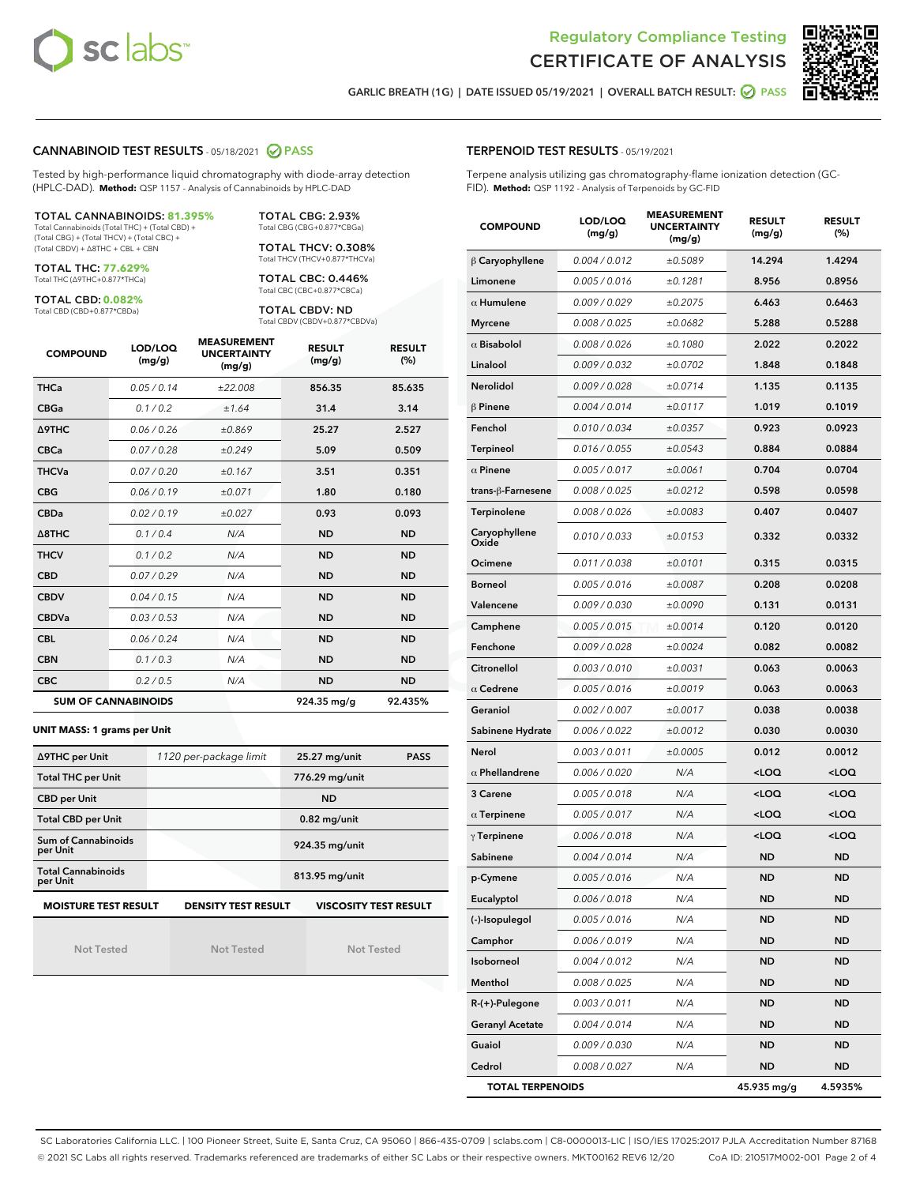Regulatory Compliance Testing
# CERTIFICATE OF ANALYSIS

GARLIC BREATH (1G) | DATE ISSUED 05/19/2021 | OVERALL BATCH RESULT: PASS

## CANNABINOID TEST RESULTS - 05/18/2021 PASS

Tested by high-performance liquid chromatography with diode-array detection (HPLC-DAD). **Method:** QSP 1157 - Analysis of Cannabinoids by HPLC-DAD

**TOTAL CANNABINOIDS: 81.395%**
Total Cannabinoids (Total THC) + (Total CBD) + (Total CBG) + (Total THCV) + (Total CBC) + (Total CBDV) + Δ8THC + CBL + CBN

**TOTAL THC: 77.629%**
Total THC (Δ9THC+0.877*THCa)

**TOTAL CBD: 0.082%**
Total CBD (CBD+0.877*CBDa)

**TOTAL CBG: 2.93%**
Total CBG (CBG+0.877*CBGa)

**TOTAL THCV: 0.308%**
Total THCV (THCV+0.877*THCVa)

**TOTAL CBC: 0.446%**
Total CBC (CBC+0.877*CBCa)

**TOTAL CBDV: ND**
Total CBDV (CBDV+0.877*CBDVa)

| COMPOUND | LOD/LOQ (mg/g) | MEASUREMENT UNCERTAINTY (mg/g) | RESULT (mg/g) | RESULT (%) |
|---|---|---|---|---|
| THCa | 0.05 / 0.14 | ±22.008 | 856.35 | 85.635 |
| CBGa | 0.1 / 0.2 | ±1.64 | 31.4 | 3.14 |
| Δ9THC | 0.06 / 0.26 | ±0.869 | 25.27 | 2.527 |
| CBCa | 0.07 / 0.28 | ±0.249 | 5.09 | 0.509 |
| THCVa | 0.07 / 0.20 | ±0.167 | 3.51 | 0.351 |
| CBG | 0.06 / 0.19 | ±0.071 | 1.80 | 0.180 |
| CBDa | 0.02 / 0.19 | ±0.027 | 0.93 | 0.093 |
| Δ8THC | 0.1 / 0.4 | N/A | ND | ND |
| THCV | 0.1 / 0.2 | N/A | ND | ND |
| CBD | 0.07 / 0.29 | N/A | ND | ND |
| CBDV | 0.04 / 0.15 | N/A | ND | ND |
| CBDVa | 0.03 / 0.53 | N/A | ND | ND |
| CBL | 0.06 / 0.24 | N/A | ND | ND |
| CBN | 0.1 / 0.3 | N/A | ND | ND |
| CBC | 0.2 / 0.5 | N/A | ND | ND |
| **SUM OF CANNABINOIDS** | | | 924.35 mg/g | 92.435% |

**UNIT MASS: 1 grams per Unit**

| | | | |
|---|---|---|---|
| Δ9THC per Unit | 1120 per-package limit | 25.27 mg/unit | PASS |
| Total THC per Unit | | 776.29 mg/unit | |
| CBD per Unit | | ND | |
| Total CBD per Unit | | 0.82 mg/unit | |
| Sum of Cannabinoids per Unit | | 924.35 mg/unit | |
| Total Cannabinoids per Unit | | 813.95 mg/unit | |

| MOISTURE TEST RESULT | DENSITY TEST RESULT | VISCOSITY TEST RESULT |
|---|---|---|
| Not Tested | Not Tested | Not Tested |

## TERPENOID TEST RESULTS - 05/19/2021

Terpene analysis utilizing gas chromatography-flame ionization detection (GC-FID). **Method:** QSP 1192 - Analysis of Terpenoids by GC-FID

| COMPOUND | LOD/LOQ (mg/g) | MEASUREMENT UNCERTAINTY (mg/g) | RESULT (mg/g) | RESULT (%) |
|---|---|---|---|---|
| β Caryophyllene | 0.004 / 0.012 | ±0.5089 | 14.294 | 1.4294 |
| Limonene | 0.005 / 0.016 | ±0.1281 | 8.956 | 0.8956 |
| α Humulene | 0.009 / 0.029 | ±0.2075 | 6.463 | 0.6463 |
| Myrcene | 0.008 / 0.025 | ±0.0682 | 5.288 | 0.5288 |
| α Bisabolol | 0.008 / 0.026 | ±0.1080 | 2.022 | 0.2022 |
| Linalool | 0.009 / 0.032 | ±0.0702 | 1.848 | 0.1848 |
| Nerolidol | 0.009 / 0.028 | ±0.0714 | 1.135 | 0.1135 |
| β Pinene | 0.004 / 0.014 | ±0.0117 | 1.019 | 0.1019 |
| Fenchol | 0.010 / 0.034 | ±0.0357 | 0.923 | 0.0923 |
| Terpineol | 0.016 / 0.055 | ±0.0543 | 0.884 | 0.0884 |
| α Pinene | 0.005 / 0.017 | ±0.0061 | 0.704 | 0.0704 |
| trans-β-Farnesene | 0.008 / 0.025 | ±0.0212 | 0.598 | 0.0598 |
| Terpinolene | 0.008 / 0.026 | ±0.0083 | 0.407 | 0.0407 |
| Caryophyllene Oxide | 0.010 / 0.033 | ±0.0153 | 0.332 | 0.0332 |
| Ocimene | 0.011 / 0.038 | ±0.0101 | 0.315 | 0.0315 |
| Borneol | 0.005 / 0.016 | ±0.0087 | 0.208 | 0.0208 |
| Valencene | 0.009 / 0.030 | ±0.0090 | 0.131 | 0.0131 |
| Camphene | 0.005 / 0.015 | ±0.0014 | 0.120 | 0.0120 |
| Fenchone | 0.009 / 0.028 | ±0.0024 | 0.082 | 0.0082 |
| Citronellol | 0.003 / 0.010 | ±0.0031 | 0.063 | 0.0063 |
| α Cedrene | 0.005 / 0.016 | ±0.0019 | 0.063 | 0.0063 |
| Geraniol | 0.002 / 0.007 | ±0.0017 | 0.038 | 0.0038 |
| Sabinene Hydrate | 0.006 / 0.022 | ±0.0012 | 0.030 | 0.0030 |
| Nerol | 0.003 / 0.011 | ±0.0005 | 0.012 | 0.0012 |
| α Phellandrene | 0.006 / 0.020 | N/A | <LOQ | <LOQ |
| 3 Carene | 0.005 / 0.018 | N/A | <LOQ | <LOQ |
| α Terpinene | 0.005 / 0.017 | N/A | <LOQ | <LOQ |
| γ Terpinene | 0.006 / 0.018 | N/A | <LOQ | <LOQ |
| Sabinene | 0.004 / 0.014 | N/A | ND | ND |
| p-Cymene | 0.005 / 0.016 | N/A | ND | ND |
| Eucalyptol | 0.006 / 0.018 | N/A | ND | ND |
| (-)-Isopulegol | 0.005 / 0.016 | N/A | ND | ND |
| Camphor | 0.006 / 0.019 | N/A | ND | ND |
| Isoborneol | 0.004 / 0.012 | N/A | ND | ND |
| Menthol | 0.008 / 0.025 | N/A | ND | ND |
| R-(+)-Pulegone | 0.003 / 0.011 | N/A | ND | ND |
| Geranyl Acetate | 0.004 / 0.014 | N/A | ND | ND |
| Guaiol | 0.009 / 0.030 | N/A | ND | ND |
| Cedrol | 0.008 / 0.027 | N/A | ND | ND |
| **TOTAL TERPENOIDS** | | | 45.935 mg/g | 4.5935% |

SC Laboratories California LLC. | 100 Pioneer Street, Suite E, Santa Cruz, CA 95060 | 866-435-0709 | sclabs.com | C8-0000013-LIC | ISO/IES 17025:2017 PJLA Accreditation Number 87168
© 2021 SC Labs all rights reserved. Trademarks referenced are trademarks of either SC Labs or their respective owners. MKT00162 REV6 12/20 CoA ID: 210517M002-001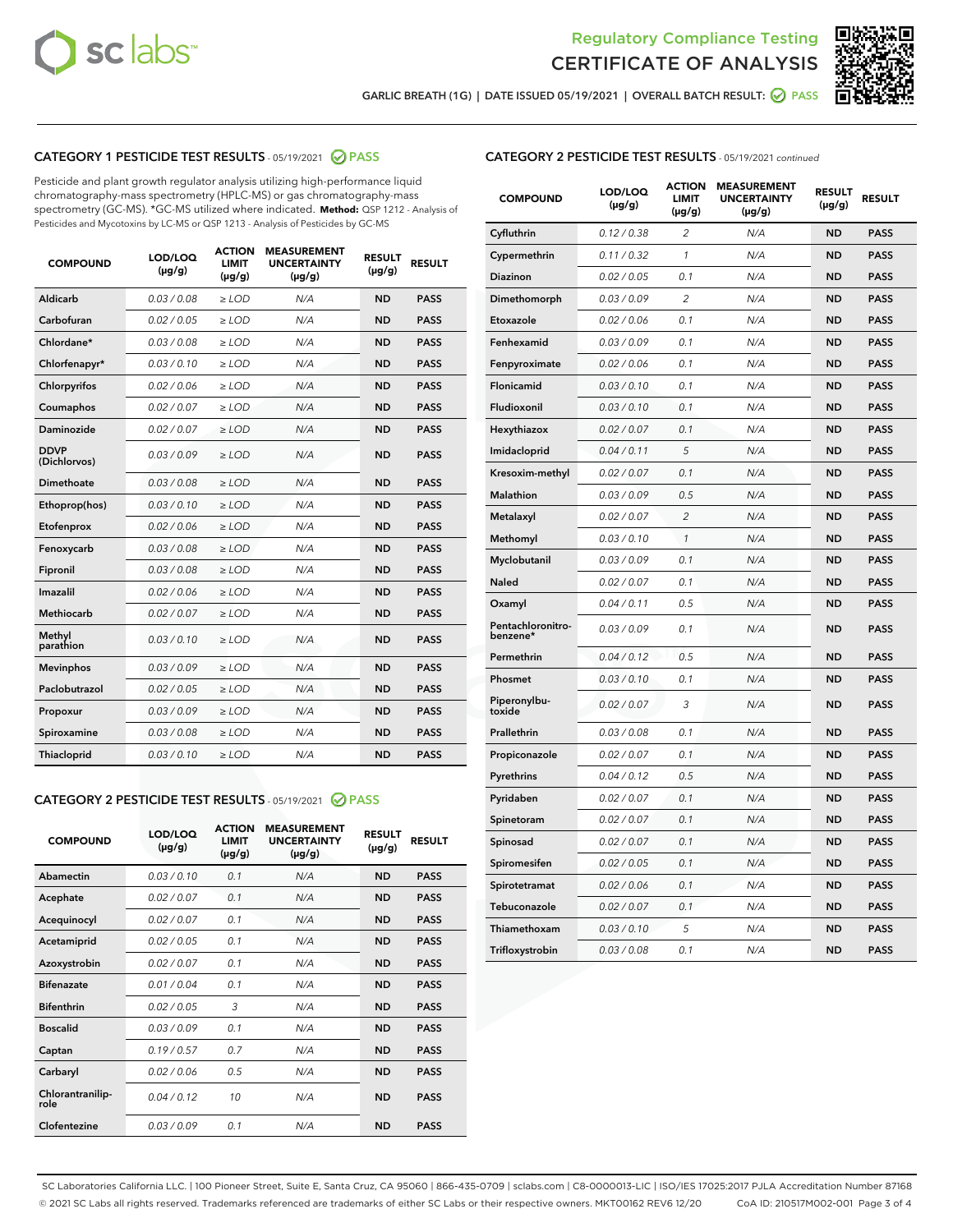# Regulatory Compliance Testing
# CERTIFICATE OF ANALYSIS

GARLIC BREATH (1G) | DATE ISSUED 05/19/2021 | OVERALL BATCH RESULT: PASS

## CATEGORY 1 PESTICIDE TEST RESULTS - 05/19/2021 PASS

Pesticide and plant growth regulator analysis utilizing high-performance liquid chromatography-mass spectrometry (HPLC-MS) or gas chromatography-mass spectrometry (GC-MS). *GC-MS utilized where indicated. **Method:** QSP 1212 - Analysis of Pesticides and Mycotoxins by LC-MS or QSP 1213 - Analysis of Pesticides by GC-MS

| COMPOUND | LOD/LOQ (µg/g) | ACTION LIMIT (µg/g) | MEASUREMENT UNCERTAINTY (µg/g) | RESULT (µg/g) | RESULT |
|---|---|---|---|---|---|
| Aldicarb | 0.03 / 0.08 | ≥ LOD | N/A | ND | PASS |
| Carbofuran | 0.02 / 0.05 | ≥ LOD | N/A | ND | PASS |
| Chlordane* | 0.03 / 0.08 | ≥ LOD | N/A | ND | PASS |
| Chlorfenapyr* | 0.03 / 0.10 | ≥ LOD | N/A | ND | PASS |
| Chlorpyrifos | 0.02 / 0.06 | ≥ LOD | N/A | ND | PASS |
| Coumaphos | 0.02 / 0.07 | ≥ LOD | N/A | ND | PASS |
| Daminozide | 0.02 / 0.07 | ≥ LOD | N/A | ND | PASS |
| DDVP (Dichlorvos) | 0.03 / 0.09 | ≥ LOD | N/A | ND | PASS |
| Dimethoate | 0.03 / 0.08 | ≥ LOD | N/A | ND | PASS |
| Ethoprop(hos) | 0.03 / 0.10 | ≥ LOD | N/A | ND | PASS |
| Etofenprox | 0.02 / 0.06 | ≥ LOD | N/A | ND | PASS |
| Fenoxycarb | 0.03 / 0.08 | ≥ LOD | N/A | ND | PASS |
| Fipronil | 0.03 / 0.08 | ≥ LOD | N/A | ND | PASS |
| Imazalil | 0.02 / 0.06 | ≥ LOD | N/A | ND | PASS |
| Methiocarb | 0.02 / 0.07 | ≥ LOD | N/A | ND | PASS |
| Methyl parathion | 0.03 / 0.10 | ≥ LOD | N/A | ND | PASS |
| Mevinphos | 0.03 / 0.09 | ≥ LOD | N/A | ND | PASS |
| Paclobutrazol | 0.02 / 0.05 | ≥ LOD | N/A | ND | PASS |
| Propoxur | 0.03 / 0.09 | ≥ LOD | N/A | ND | PASS |
| Spiroxamine | 0.03 / 0.08 | ≥ LOD | N/A | ND | PASS |
| Thiacloprid | 0.03 / 0.10 | ≥ LOD | N/A | ND | PASS |

## CATEGORY 2 PESTICIDE TEST RESULTS - 05/19/2021 PASS

| COMPOUND | LOD/LOQ (µg/g) | ACTION LIMIT (µg/g) | MEASUREMENT UNCERTAINTY (µg/g) | RESULT (µg/g) | RESULT |
|---|---|---|---|---|---|
| Abamectin | 0.03 / 0.10 | 0.1 | N/A | ND | PASS |
| Acephate | 0.02 / 0.07 | 0.1 | N/A | ND | PASS |
| Acequinocyl | 0.02 / 0.07 | 0.1 | N/A | ND | PASS |
| Acetamiprid | 0.02 / 0.05 | 0.1 | N/A | ND | PASS |
| Azoxystrobin | 0.02 / 0.07 | 0.1 | N/A | ND | PASS |
| Bifenazate | 0.01 / 0.04 | 0.1 | N/A | ND | PASS |
| Bifenthrin | 0.02 / 0.05 | 3 | N/A | ND | PASS |
| Boscalid | 0.03 / 0.09 | 0.1 | N/A | ND | PASS |
| Captan | 0.19 / 0.57 | 0.7 | N/A | ND | PASS |
| Carbaryl | 0.02 / 0.06 | 0.5 | N/A | ND | PASS |
| Chlorantraniliprole | 0.04 / 0.12 | 10 | N/A | ND | PASS |
| Clofentezine | 0.03 / 0.09 | 0.1 | N/A | ND | PASS |
| Cyfluthrin | 0.12 / 0.38 | 2 | N/A | ND | PASS |
| Cypermethrin | 0.11 / 0.32 | 1 | N/A | ND | PASS |
| Diazinon | 0.02 / 0.05 | 0.1 | N/A | ND | PASS |
| Dimethomorph | 0.03 / 0.09 | 2 | N/A | ND | PASS |
| Etoxazole | 0.02 / 0.06 | 0.1 | N/A | ND | PASS |
| Fenhexamid | 0.03 / 0.09 | 0.1 | N/A | ND | PASS |
| Fenpyroximate | 0.02 / 0.06 | 0.1 | N/A | ND | PASS |
| Flonicamid | 0.03 / 0.10 | 0.1 | N/A | ND | PASS |
| Fludioxonil | 0.03 / 0.10 | 0.1 | N/A | ND | PASS |
| Hexythiazox | 0.02 / 0.07 | 0.1 | N/A | ND | PASS |
| Imidacloprid | 0.04 / 0.11 | 5 | N/A | ND | PASS |
| Kresoxim-methyl | 0.02 / 0.07 | 0.1 | N/A | ND | PASS |
| Malathion | 0.03 / 0.09 | 0.5 | N/A | ND | PASS |
| Metalaxyl | 0.02 / 0.07 | 2 | N/A | ND | PASS |
| Methomyl | 0.03 / 0.10 | 1 | N/A | ND | PASS |
| Myclobutanil | 0.03 / 0.09 | 0.1 | N/A | ND | PASS |
| Naled | 0.02 / 0.07 | 0.1 | N/A | ND | PASS |
| Oxamyl | 0.04 / 0.11 | 0.5 | N/A | ND | PASS |
| Pentachloronitrobenzene* | 0.03 / 0.09 | 0.1 | N/A | ND | PASS |
| Permethrin | 0.04 / 0.12 | 0.5 | N/A | ND | PASS |
| Phosmet | 0.03 / 0.10 | 0.1 | N/A | ND | PASS |
| Piperonylbutoxide | 0.02 / 0.07 | 3 | N/A | ND | PASS |
| Prallethrin | 0.03 / 0.08 | 0.1 | N/A | ND | PASS |
| Propiconazole | 0.02 / 0.07 | 0.1 | N/A | ND | PASS |
| Pyrethrins | 0.04 / 0.12 | 0.5 | N/A | ND | PASS |
| Pyridaben | 0.02 / 0.07 | 0.1 | N/A | ND | PASS |
| Spinetoram | 0.02 / 0.07 | 0.1 | N/A | ND | PASS |
| Spinosad | 0.02 / 0.07 | 0.1 | N/A | ND | PASS |
| Spiromesifen | 0.02 / 0.05 | 0.1 | N/A | ND | PASS |
| Spirotetramat | 0.02 / 0.06 | 0.1 | N/A | ND | PASS |
| Tebuconazole | 0.02 / 0.07 | 0.1 | N/A | ND | PASS |
| Thiamethoxam | 0.03 / 0.10 | 5 | N/A | ND | PASS |
| Trifloxystrobin | 0.03 / 0.08 | 0.1 | N/A | ND | PASS |

SC Laboratories California LLC. | 100 Pioneer Street, Suite E, Santa Cruz, CA 95060 | 866-435-0709 | sclabs.com | C8-0000013-LIC | ISO/IES 17025:2017 PJLA Accreditation Number 87168
© 2021 SC Labs all rights reserved. Trademarks referenced are trademarks of either SC Labs or their respective owners. MKT00162 REV6 12/20 CoA ID: 210517M002-001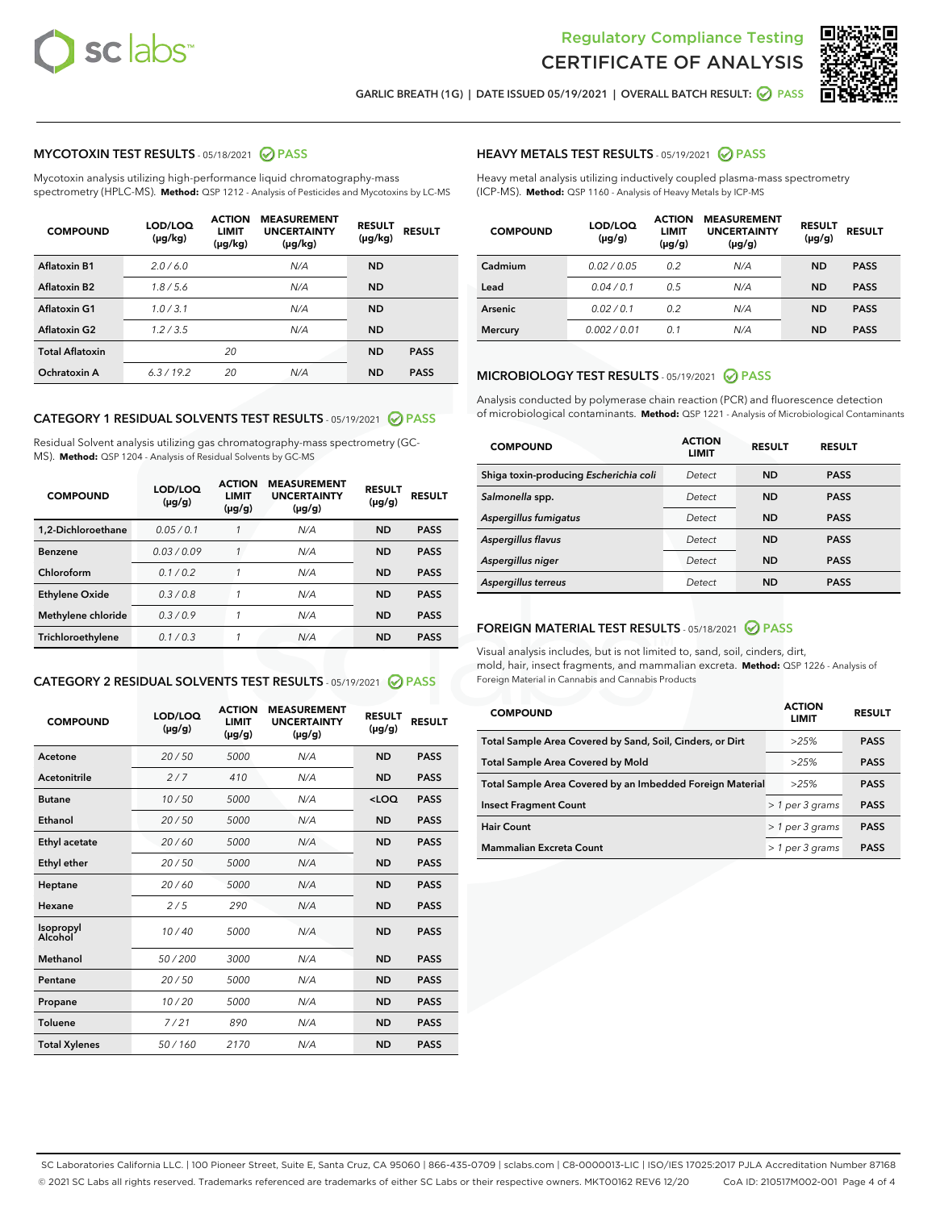Regulatory Compliance Testing
# CERTIFICATE OF ANALYSIS

GARLIC BREATH (1G) | DATE ISSUED 05/19/2021 | OVERALL BATCH RESULT: PASS

## MYCOTOXIN TEST RESULTS - 05/18/2021 PASS

Mycotoxin analysis utilizing high-performance liquid chromatography-mass spectrometry (HPLC-MS). **Method:** QSP 1212 - Analysis of Pesticides and Mycotoxins by LC-MS

| COMPOUND | LOD/LOQ (μg/kg) | ACTION LIMIT (μg/kg) | MEASUREMENT UNCERTAINTY (μg/kg) | RESULT (μg/kg) | RESULT |
|---|---|---|---|---|---|
| Aflatoxin B1 | 2.0 / 6.0 | | N/A | ND | |
| Aflatoxin B2 | 1.8 / 5.6 | | N/A | ND | |
| Aflatoxin G1 | 1.0 / 3.1 | | N/A | ND | |
| Aflatoxin G2 | 1.2 / 3.5 | | N/A | ND | |
| Total Aflatoxin | | 20 | | ND | PASS |
| Ochratoxin A | 6.3 / 19.2 | 20 | N/A | ND | PASS |

## CATEGORY 1 RESIDUAL SOLVENTS TEST RESULTS - 05/19/2021 PASS

Residual Solvent analysis utilizing gas chromatography-mass spectrometry (GC-MS). **Method:** QSP 1204 - Analysis of Residual Solvents by GC-MS

| COMPOUND | LOD/LOQ (μg/g) | ACTION LIMIT (μg/g) | MEASUREMENT UNCERTAINTY (μg/g) | RESULT (μg/g) | RESULT |
|---|---|---|---|---|---|
| 1,2-Dichloroethane | 0.05 / 0.1 | 1 | N/A | ND | PASS |
| Benzene | 0.03 / 0.09 | 1 | N/A | ND | PASS |
| Chloroform | 0.1 / 0.2 | 1 | N/A | ND | PASS |
| Ethylene Oxide | 0.3 / 0.8 | 1 | N/A | ND | PASS |
| Methylene chloride | 0.3 / 0.9 | 1 | N/A | ND | PASS |
| Trichloroethylene | 0.1 / 0.3 | 1 | N/A | ND | PASS |

## CATEGORY 2 RESIDUAL SOLVENTS TEST RESULTS - 05/19/2021 PASS

| COMPOUND | LOD/LOQ (μg/g) | ACTION LIMIT (μg/g) | MEASUREMENT UNCERTAINTY (μg/g) | RESULT (μg/g) | RESULT |
|---|---|---|---|---|---|
| Acetone | 20 / 50 | 5000 | N/A | ND | PASS |
| Acetonitrile | 2 / 7 | 410 | N/A | ND | PASS |
| Butane | 10 / 50 | 5000 | N/A | <LOQ | PASS |
| Ethanol | 20 / 50 | 5000 | N/A | ND | PASS |
| Ethyl acetate | 20 / 60 | 5000 | N/A | ND | PASS |
| Ethyl ether | 20 / 50 | 5000 | N/A | ND | PASS |
| Heptane | 20 / 60 | 5000 | N/A | ND | PASS |
| Hexane | 2 / 5 | 290 | N/A | ND | PASS |
| Isopropyl Alcohol | 10 / 40 | 5000 | N/A | ND | PASS |
| Methanol | 50 / 200 | 3000 | N/A | ND | PASS |
| Pentane | 20 / 50 | 5000 | N/A | ND | PASS |
| Propane | 10 / 20 | 5000 | N/A | ND | PASS |
| Toluene | 7 / 21 | 890 | N/A | ND | PASS |
| Total Xylenes | 50 / 160 | 2170 | N/A | ND | PASS |

## HEAVY METALS TEST RESULTS - 05/19/2021 PASS

Heavy metal analysis utilizing inductively coupled plasma-mass spectrometry (ICP-MS). **Method:** QSP 1160 - Analysis of Heavy Metals by ICP-MS

| COMPOUND | LOD/LOQ (μg/g) | ACTION LIMIT (μg/g) | MEASUREMENT UNCERTAINTY (μg/g) | RESULT (μg/g) | RESULT |
|---|---|---|---|---|---|
| Cadmium | 0.02 / 0.05 | 0.2 | N/A | ND | PASS |
| Lead | 0.04 / 0.1 | 0.5 | N/A | ND | PASS |
| Arsenic | 0.02 / 0.1 | 0.2 | N/A | ND | PASS |
| Mercury | 0.002 / 0.01 | 0.1 | N/A | ND | PASS |

## MICROBIOLOGY TEST RESULTS - 05/19/2021 PASS

Analysis conducted by polymerase chain reaction (PCR) and fluorescence detection of microbiological contaminants. **Method:** QSP 1221 - Analysis of Microbiological Contaminants

| COMPOUND | ACTION LIMIT | RESULT | RESULT |
|---|---|---|---|
| Shiga toxin-producing *Escherichia coli* | Detect | ND | PASS |
| *Salmonella* spp. | Detect | ND | PASS |
| *Aspergillus fumigatus* | Detect | ND | PASS |
| *Aspergillus flavus* | Detect | ND | PASS |
| *Aspergillus niger* | Detect | ND | PASS |
| *Aspergillus terreus* | Detect | ND | PASS |

## FOREIGN MATERIAL TEST RESULTS - 05/18/2021 PASS

Visual analysis includes, but is not limited to, sand, soil, cinders, dirt, mold, hair, insect fragments, and mammalian excreta. **Method:** QSP 1226 - Analysis of Foreign Material in Cannabis and Cannabis Products

| COMPOUND | ACTION LIMIT | RESULT |
|---|---|---|
| Total Sample Area Covered by Sand, Soil, Cinders, or Dirt | >25% | PASS |
| Total Sample Area Covered by Mold | >25% | PASS |
| Total Sample Area Covered by an Imbedded Foreign Material | >25% | PASS |
| Insect Fragment Count | > 1 per 3 grams | PASS |
| Hair Count | > 1 per 3 grams | PASS |
| Mammalian Excreta Count | > 1 per 3 grams | PASS |

SC Laboratories California LLC. | 100 Pioneer Street, Suite E, Santa Cruz, CA 95060 | 866-435-0709 | sclabs.com | C8-0000013-LIC | ISO/IES 17025:2017 PJLA Accreditation Number 87168
© 2021 SC Labs all rights reserved. Trademarks referenced are trademarks of either SC Labs or their respective owners. MKT00162 REV6 12/20 CoA ID: 210517M002-001